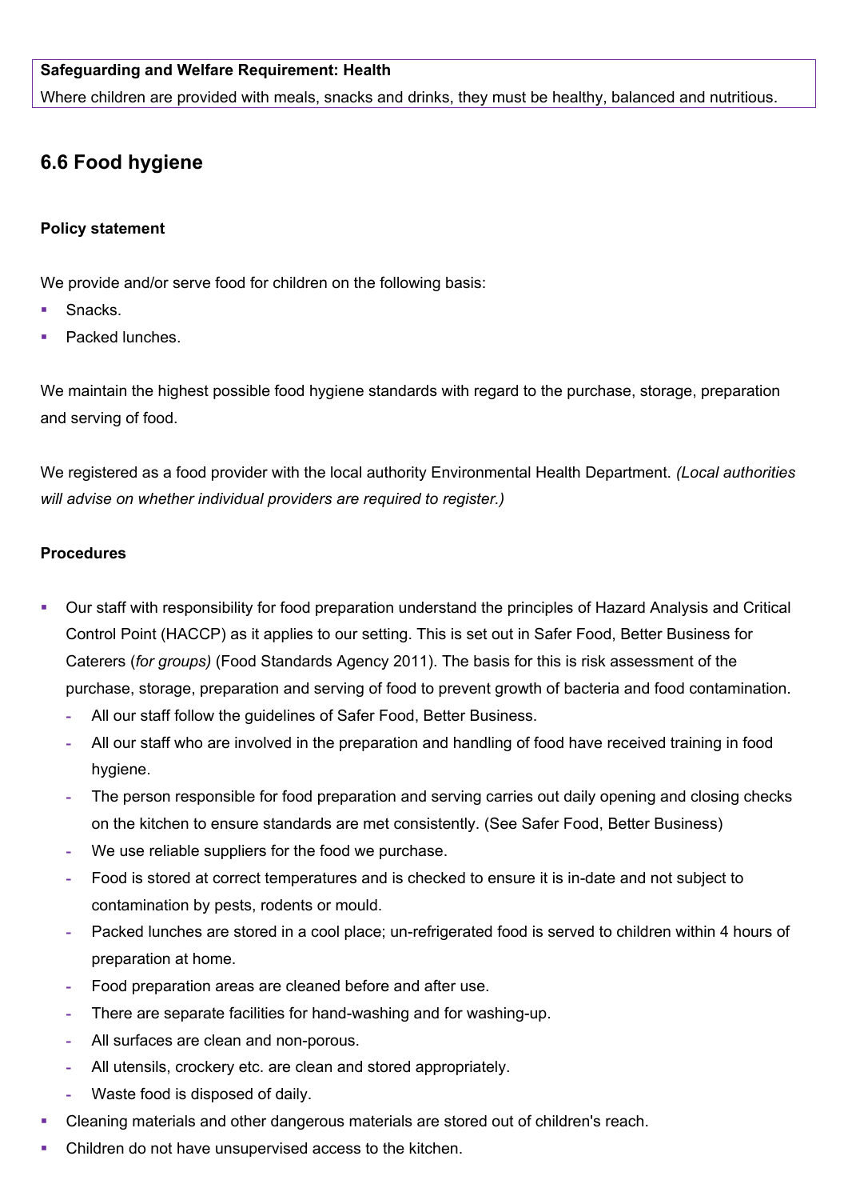**Safeguarding and Welfare Requirement: Health**

Where children are provided with meals, snacks and drinks, they must be healthy, balanced and nutritious.

## 6.6 Food hygiene

**Policy statement**

We provide and/or serve food for children on the following basis:

- Snacks.
- Packed lunches.

We maintain the highest possible food hygiene standards with regard to the purchase, storage, preparation and serving of food.

We registered as a food provider with the local authority Environmental Health Department. *(Local authorities will advise on whether individual providers are required to register.)*

**Procedures**

- Our staff with responsibility for food preparation understand the principles of Hazard Analysis and Critical Control Point (HACCP) as it applies to our setting. This is set out in Safer Food, Better Business for Caterers (*for groups)* (Food Standards Agency 2011). The basis for this is risk assessment of the purchase, storage, preparation and serving of food to prevent growth of bacteria and food contamination.
  - All our staff follow the guidelines of Safer Food, Better Business.
  - All our staff who are involved in the preparation and handling of food have received training in food hygiene.
  - The person responsible for food preparation and serving carries out daily opening and closing checks on the kitchen to ensure standards are met consistently. (See Safer Food, Better Business)
  - We use reliable suppliers for the food we purchase.
  - Food is stored at correct temperatures and is checked to ensure it is in-date and not subject to contamination by pests, rodents or mould.
  - Packed lunches are stored in a cool place; un-refrigerated food is served to children within 4 hours of preparation at home.
  - Food preparation areas are cleaned before and after use.
  - There are separate facilities for hand-washing and for washing-up.
  - All surfaces are clean and non-porous.
  - All utensils, crockery etc. are clean and stored appropriately.
  - Waste food is disposed of daily.
- Cleaning materials and other dangerous materials are stored out of children's reach.
- Children do not have unsupervised access to the kitchen.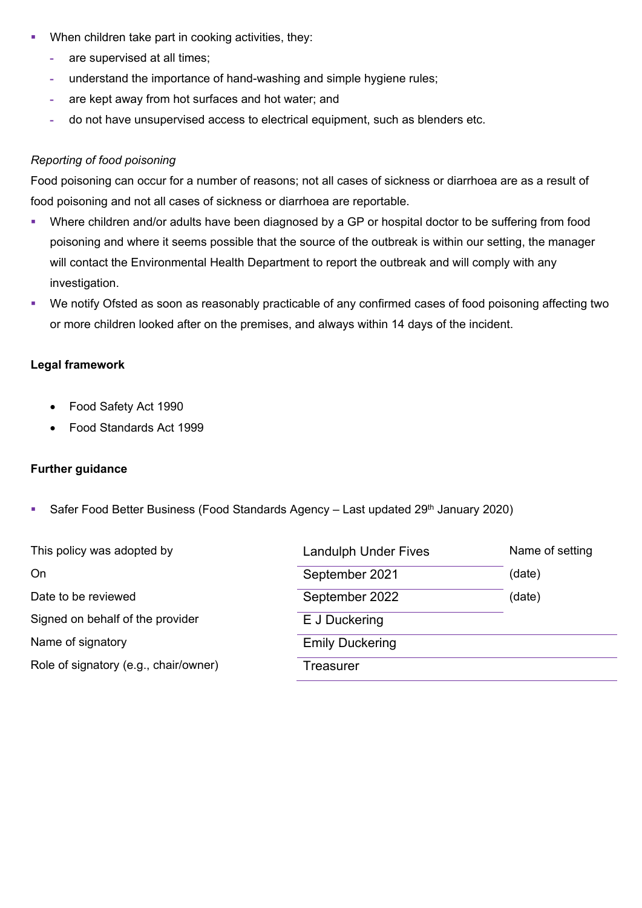- When children take part in cooking activities, they:
  - are supervised at all times;
  - understand the importance of hand-washing and simple hygiene rules;
  - are kept away from hot surfaces and hot water; and
  - do not have unsupervised access to electrical equipment, such as blenders etc.

*Reporting of food poisoning*

Food poisoning can occur for a number of reasons; not all cases of sickness or diarrhoea are as a result of food poisoning and not all cases of sickness or diarrhoea are reportable.

- Where children and/or adults have been diagnosed by a GP or hospital doctor to be suffering from food poisoning and where it seems possible that the source of the outbreak is within our setting, the manager will contact the Environmental Health Department to report the outbreak and will comply with any investigation.
- We notify Ofsted as soon as reasonably practicable of any confirmed cases of food poisoning affecting two or more children looked after on the premises, and always within 14 days of the incident.

**Legal framework**

- Food Safety Act 1990
- Food Standards Act 1999

**Further guidance**

- Safer Food Better Business (Food Standards Agency – Last updated 29th January 2020)

| | | |
|---|---|---|
| This policy was adopted by | Landulph Under Fives | Name of setting |
| On | September 2021 | (date) |
| Date to be reviewed | September 2022 | (date) |
| Signed on behalf of the provider | E J Duckering | |
| Name of signatory | Emily Duckering | |
| Role of signatory (e.g., chair/owner) | Treasurer | |